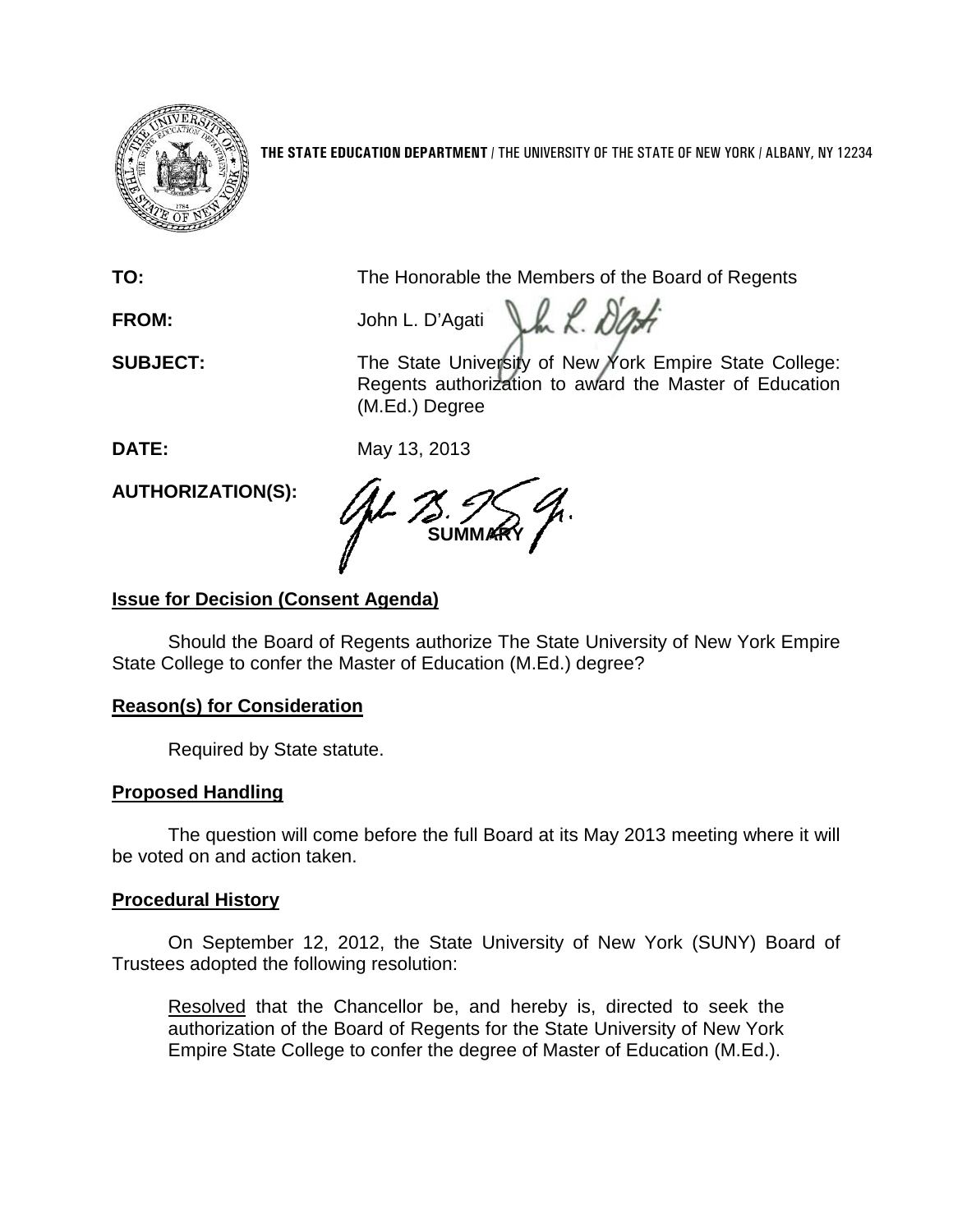**THE STATE EDUCATION DEPARTMENT** / THE UNIVERSITY OF THE STATE OF NEW YORK / ALBANY, NY 12234

**TO:** The Honorable the Members of the Board of Regents

**FROM:** John L. D'Agati

**SUBJECT:** The State University of New York Empire State College: Regents authorization to award the Master of Education (M.Ed.) Degree

**DATE:** May 13, 2013

**AUTHORIZATION(S):**

**SUMMARY**

## Issue for Decision (Consent Agenda)

Should the Board of Regents authorize The State University of New York Empire State College to confer the Master of Education (M.Ed.) degree?

## Reason(s) for Consideration

Required by State statute.

## Proposed Handling

The question will come before the full Board at its May 2013 meeting where it will be voted on and action taken.

## Procedural History

On September 12, 2012, the State University of New York (SUNY) Board of Trustees adopted the following resolution:

> Resolved that the Chancellor be, and hereby is, directed to seek the authorization of the Board of Regents for the State University of New York Empire State College to confer the degree of Master of Education (M.Ed.).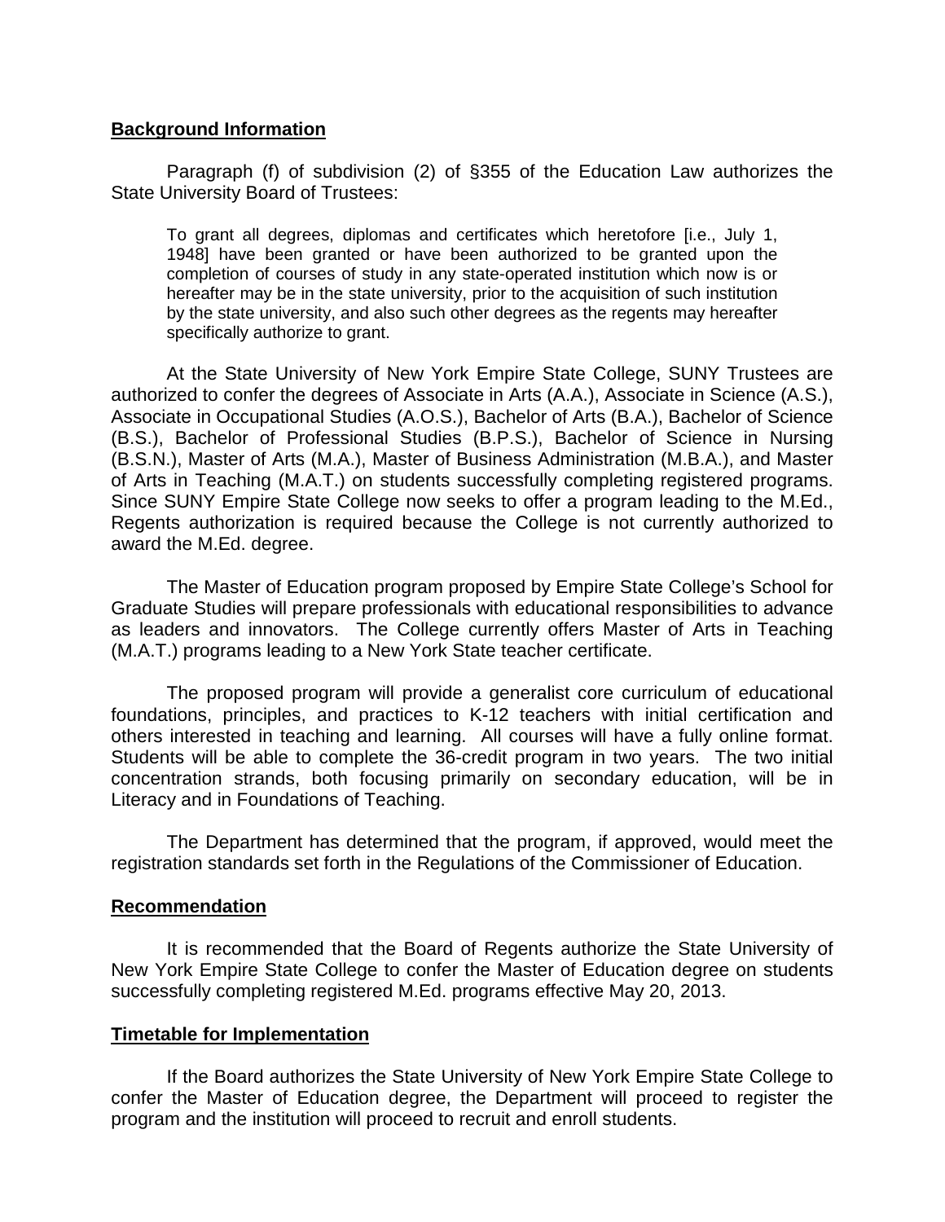## Background Information

Paragraph (f) of subdivision (2) of §355 of the Education Law authorizes the State University Board of Trustees:

> To grant all degrees, diplomas and certificates which heretofore [i.e., July 1, 1948] have been granted or have been authorized to be granted upon the completion of courses of study in any state-operated institution which now is or hereafter may be in the state university, prior to the acquisition of such institution by the state university, and also such other degrees as the regents may hereafter specifically authorize to grant.

At the State University of New York Empire State College, SUNY Trustees are authorized to confer the degrees of Associate in Arts (A.A.), Associate in Science (A.S.), Associate in Occupational Studies (A.O.S.), Bachelor of Arts (B.A.), Bachelor of Science (B.S.), Bachelor of Professional Studies (B.P.S.), Bachelor of Science in Nursing (B.S.N.), Master of Arts (M.A.), Master of Business Administration (M.B.A.), and Master of Arts in Teaching (M.A.T.) on students successfully completing registered programs. Since SUNY Empire State College now seeks to offer a program leading to the M.Ed., Regents authorization is required because the College is not currently authorized to award the M.Ed. degree.

The Master of Education program proposed by Empire State College's School for Graduate Studies will prepare professionals with educational responsibilities to advance as leaders and innovators. The College currently offers Master of Arts in Teaching (M.A.T.) programs leading to a New York State teacher certificate.

The proposed program will provide a generalist core curriculum of educational foundations, principles, and practices to K-12 teachers with initial certification and others interested in teaching and learning. All courses will have a fully online format. Students will be able to complete the 36-credit program in two years. The two initial concentration strands, both focusing primarily on secondary education, will be in Literacy and in Foundations of Teaching.

The Department has determined that the program, if approved, would meet the registration standards set forth in the Regulations of the Commissioner of Education.

## Recommendation

It is recommended that the Board of Regents authorize the State University of New York Empire State College to confer the Master of Education degree on students successfully completing registered M.Ed. programs effective May 20, 2013.

## Timetable for Implementation

If the Board authorizes the State University of New York Empire State College to confer the Master of Education degree, the Department will proceed to register the program and the institution will proceed to recruit and enroll students.